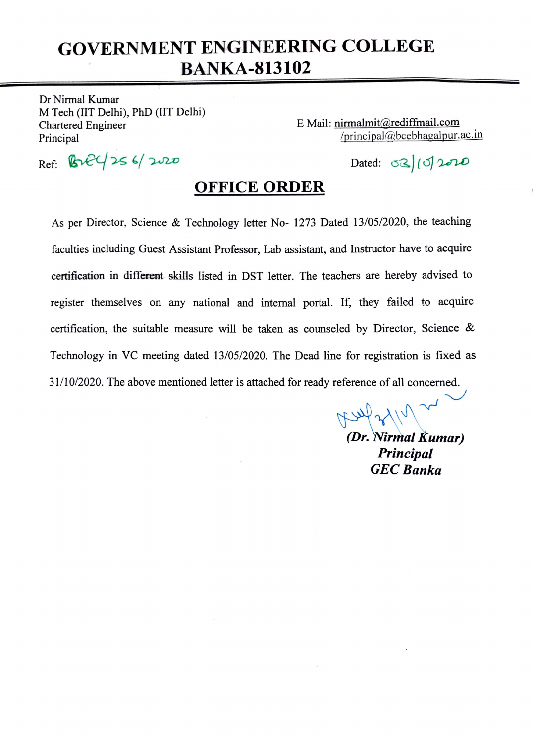# GOVERNMENT ENGINEERING COLLEGE
# BANKA-813102

Dr Nirmal Kumar
M Tech (IIT Delhi), PhD (IIT Delhi)
Chartered Engineer
Principal

E Mail: nirmalmit@rediffmail.com
/principal@bcebhagalpur.ac.in

Ref: GEC/256/2020

Dated: 03/10/2020

## OFFICE ORDER

As per Director, Science & Technology letter No- 1273 Dated 13/05/2020, the teaching faculties including Guest Assistant Professor, Lab assistant, and Instructor have to acquire certification in different skills listed in DST letter. The teachers are hereby advised to register themselves on any national and internal portal. If, they failed to acquire certification, the suitable measure will be taken as counseled by Director, Science & Technology in VC meeting dated 13/05/2020. The Dead line for registration is fixed as 31/10/2020. The above mentioned letter is attached for ready reference of all concerned.

***(Dr. Nirmal Kumar)***
***Principal***
***GEC Banka***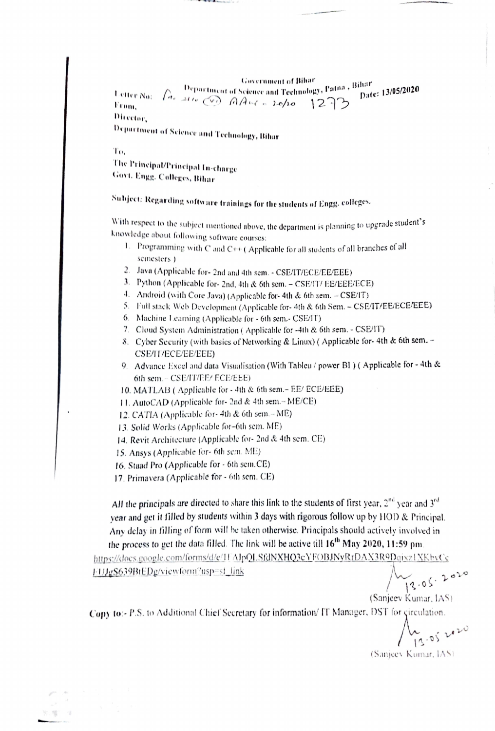Government of Bihar

Department of Science and Technology, Patna, Bihar

Letter No: Pr. 21/e (vi) AAve - 2020 1273 Date: 13/05/2020

From,

Director,

Department of Science and Technology, Bihar

To,

The Principal/Principal In-charge

Govt. Engg. Colleges, Bihar

**Subject: Regarding software trainings for the students of Engg. colleges.**

With respect to the subject mentioned above, the department is planning to upgrade student's knowledge about following software courses:

1. Programming with C and C++ ( Applicable for all students of all branches of all semesters )
2. Java (Applicable for- 2nd and 4th sem. - CSE/IT/ECE/EE/EEE)
3. Python (Applicable for- 2nd, 4th & 6th sem. – CSE/IT/ EE/EEE/ECE)
4. Android (with Core Java) (Applicable for- 4th & 6th sem. – CSE/IT)
5. Full stack Web Development (Applicable for- 4th & 6th Sem. – CSE/IT/EE/ECE/EEE)
6. Machine Learning (Applicable for - 6th sem.- CSE/IT)
7. Cloud System Administration ( Applicable for -4th & 6th sem. - CSE/IT)
8. Cyber Security (with basics of Networking & Linux) ( Applicable for- 4th & 6th sem. – CSE/IT/ECE/EE/EEE)
9. Advance Excel and data Visualisation (With Tableu / power BI ) ( Applicable for - 4th & 6th sem. – CSE/IT/EE/ ECE/EEE)
10. MATLAB ( Applicable for - 4th & 6th sem.– EE/ ECE/EEE)
11. AutoCAD (Applicable for- 2nd & 4th sem.– ME/CE)
12. CATIA (Applicable for- 4th & 6th sem. – ME)
13. Solid Works (Applicable for–6th sem. ME)
14. Revit Architecture (Applicable for- 2nd & 4th sem. CE)
15. Ansys (Applicable for- 6th sem. ME)
16. Staad Pro (Applicable for - 6th sem.CE)
17. Primavera (Applicable for - 6th sem. CE)

All the principals are directed to share this link to the students of first year, 2nd year and 3rd year and get it filled by students within 3 days with rigorous follow up by HOD & Principal. Any delay in filling of form will be taken otherwise. Principals should actively involved in the process to get the data filled. The link will be active till **16th May 2020, 11:59 pm**.

https://docs.google.com/forms/d/e/1FAIpQLSfdNXHQ3cYFOBJNyRrDAX3R9DqixzIXKbyCcEIJJgS639BtEDg/viewform?usp=sf_link

13.05.2020

(Sanjeev Kumar, IAS)

**Copy to**:- P.S. to Additional Chief Secretary for information/ IT Manager, DST for circulation.

13.05.2020

(Sanjeev Kumar, IAS)